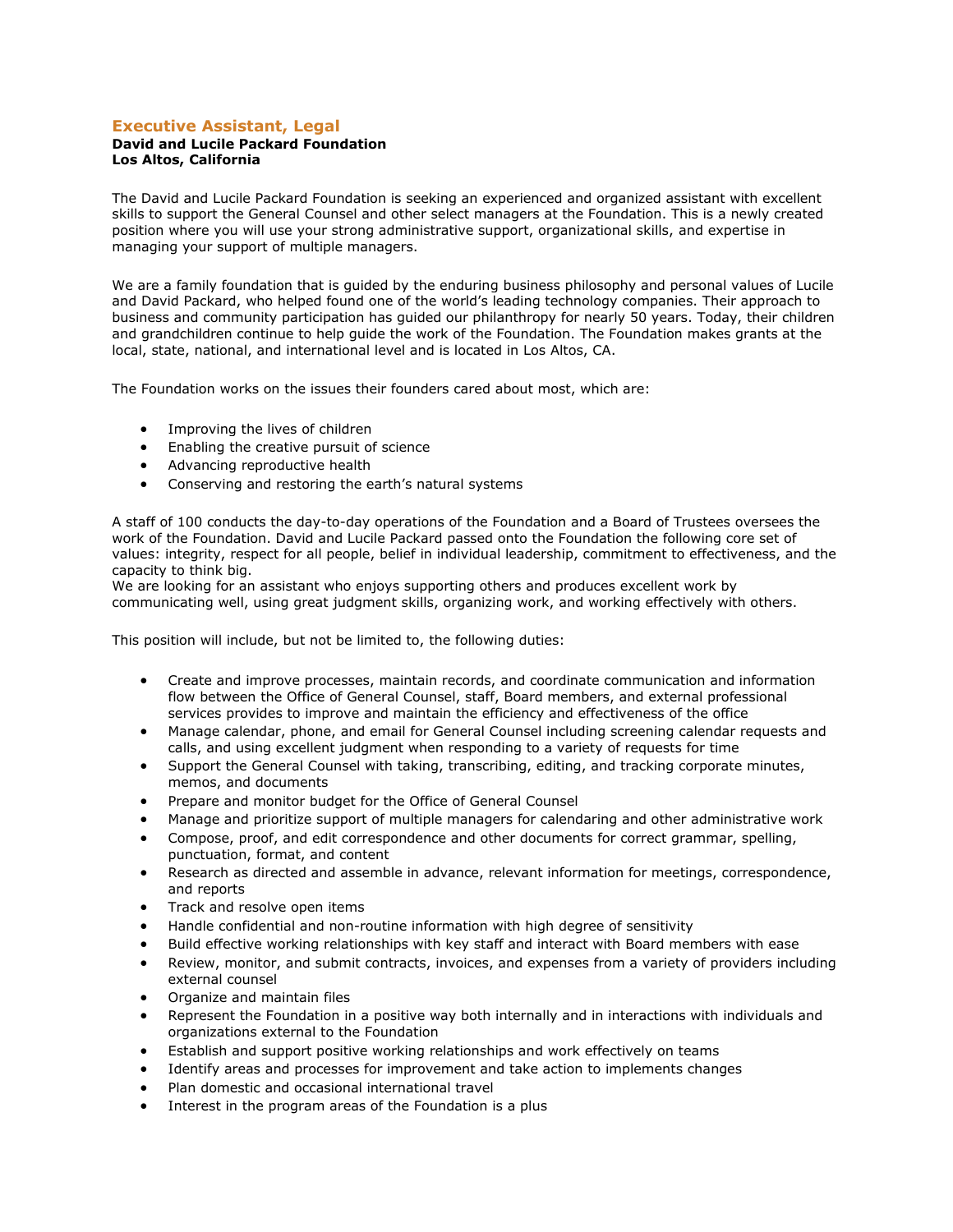## Executive Assistant, Legal

**David and Lucile Packard Foundation**
**Los Altos, California**

The David and Lucile Packard Foundation is seeking an experienced and organized assistant with excellent skills to support the General Counsel and other select managers at the Foundation. This is a newly created position where you will use your strong administrative support, organizational skills, and expertise in managing your support of multiple managers.

We are a family foundation that is guided by the enduring business philosophy and personal values of Lucile and David Packard, who helped found one of the world's leading technology companies. Their approach to business and community participation has guided our philanthropy for nearly 50 years. Today, their children and grandchildren continue to help guide the work of the Foundation. The Foundation makes grants at the local, state, national, and international level and is located in Los Altos, CA.

The Foundation works on the issues their founders cared about most, which are:

- Improving the lives of children
- Enabling the creative pursuit of science
- Advancing reproductive health
- Conserving and restoring the earth's natural systems

A staff of 100 conducts the day-to-day operations of the Foundation and a Board of Trustees oversees the work of the Foundation. David and Lucile Packard passed onto the Foundation the following core set of values: integrity, respect for all people, belief in individual leadership, commitment to effectiveness, and the capacity to think big.
We are looking for an assistant who enjoys supporting others and produces excellent work by communicating well, using great judgment skills, organizing work, and working effectively with others.

This position will include, but not be limited to, the following duties:

- Create and improve processes, maintain records, and coordinate communication and information flow between the Office of General Counsel, staff, Board members, and external professional services provides to improve and maintain the efficiency and effectiveness of the office
- Manage calendar, phone, and email for General Counsel including screening calendar requests and calls, and using excellent judgment when responding to a variety of requests for time
- Support the General Counsel with taking, transcribing, editing, and tracking corporate minutes, memos, and documents
- Prepare and monitor budget for the Office of General Counsel
- Manage and prioritize support of multiple managers for calendaring and other administrative work
- Compose, proof, and edit correspondence and other documents for correct grammar, spelling, punctuation, format, and content
- Research as directed and assemble in advance, relevant information for meetings, correspondence, and reports
- Track and resolve open items
- Handle confidential and non-routine information with high degree of sensitivity
- Build effective working relationships with key staff and interact with Board members with ease
- Review, monitor, and submit contracts, invoices, and expenses from a variety of providers including external counsel
- Organize and maintain files
- Represent the Foundation in a positive way both internally and in interactions with individuals and organizations external to the Foundation
- Establish and support positive working relationships and work effectively on teams
- Identify areas and processes for improvement and take action to implements changes
- Plan domestic and occasional international travel
- Interest in the program areas of the Foundation is a plus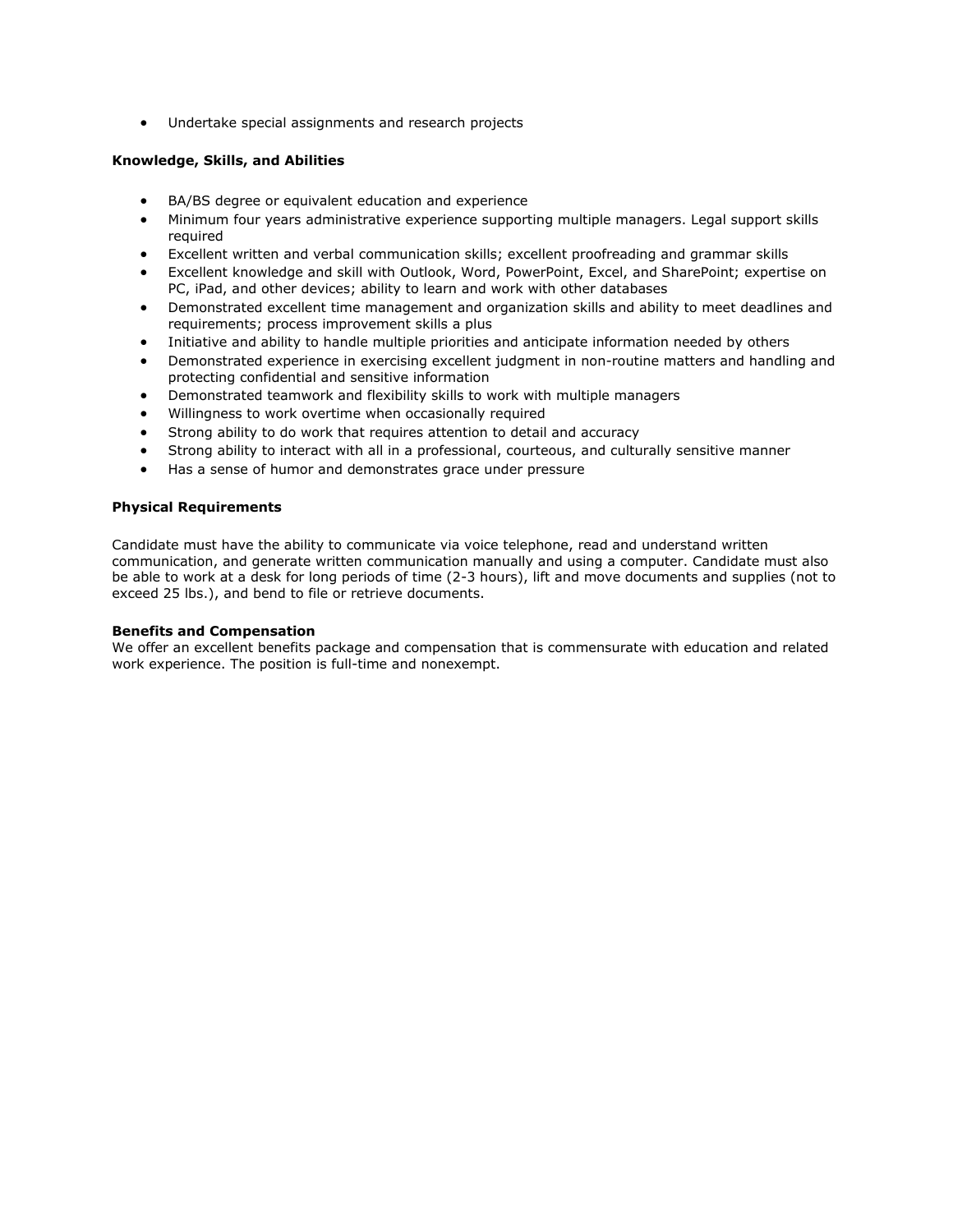- Undertake special assignments and research projects

**Knowledge, Skills, and Abilities**

- BA/BS degree or equivalent education and experience
- Minimum four years administrative experience supporting multiple managers. Legal support skills required
- Excellent written and verbal communication skills; excellent proofreading and grammar skills
- Excellent knowledge and skill with Outlook, Word, PowerPoint, Excel, and SharePoint; expertise on PC, iPad, and other devices; ability to learn and work with other databases
- Demonstrated excellent time management and organization skills and ability to meet deadlines and requirements; process improvement skills a plus
- Initiative and ability to handle multiple priorities and anticipate information needed by others
- Demonstrated experience in exercising excellent judgment in non-routine matters and handling and protecting confidential and sensitive information
- Demonstrated teamwork and flexibility skills to work with multiple managers
- Willingness to work overtime when occasionally required
- Strong ability to do work that requires attention to detail and accuracy
- Strong ability to interact with all in a professional, courteous, and culturally sensitive manner
- Has a sense of humor and demonstrates grace under pressure

**Physical Requirements**

Candidate must have the ability to communicate via voice telephone, read and understand written communication, and generate written communication manually and using a computer. Candidate must also be able to work at a desk for long periods of time (2-3 hours), lift and move documents and supplies (not to exceed 25 lbs.), and bend to file or retrieve documents.

**Benefits and Compensation**

We offer an excellent benefits package and compensation that is commensurate with education and related work experience. The position is full-time and nonexempt.